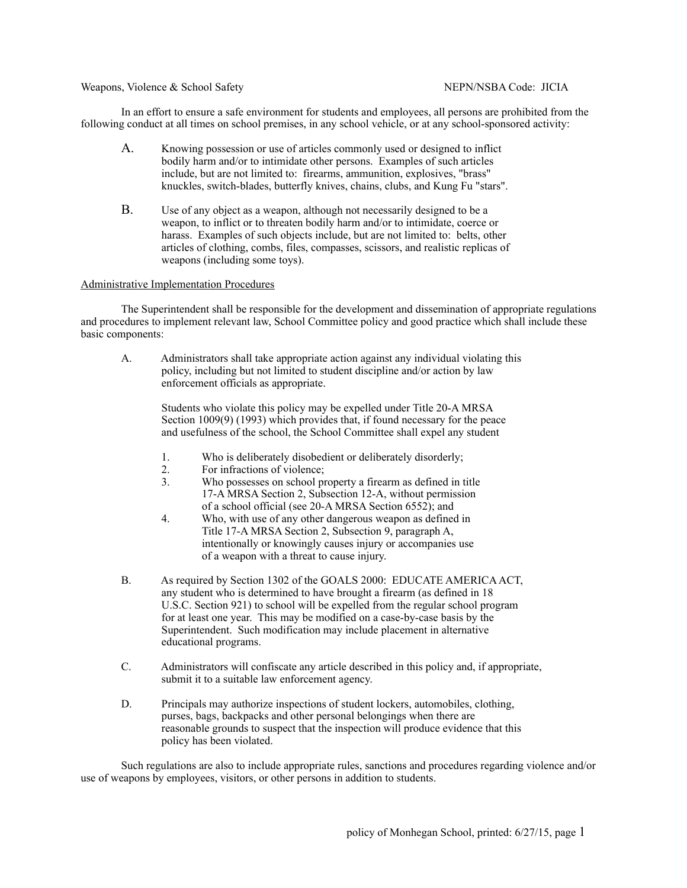Weapons, Violence & School Safety NEPN/NSBA Code: JICIA

In an effort to ensure a safe environment for students and employees, all persons are prohibited from the following conduct at all times on school premises, in any school vehicle, or at any school-sponsored activity:

A. Knowing possession or use of articles commonly used or designed to inflict bodily harm and/or to intimidate other persons. Examples of such articles include, but are not limited to: firearms, ammunition, explosives, "brass" knuckles, switch-blades, butterfly knives, chains, clubs, and Kung Fu "stars".

B. Use of any object as a weapon, although not necessarily designed to be a weapon, to inflict or to threaten bodily harm and/or to intimidate, coerce or harass. Examples of such objects include, but are not limited to: belts, other articles of clothing, combs, files, compasses, scissors, and realistic replicas of weapons (including some toys).

<u>Administrative Implementation Procedures</u>

The Superintendent shall be responsible for the development and dissemination of appropriate regulations and procedures to implement relevant law, School Committee policy and good practice which shall include these basic components:

A. Administrators shall take appropriate action against any individual violating this policy, including but not limited to student discipline and/or action by law enforcement officials as appropriate.

   Students who violate this policy may be expelled under Title 20-A MRSA Section 1009(9) (1993) which provides that, if found necessary for the peace and usefulness of the school, the School Committee shall expel any student

   1. Who is deliberately disobedient or deliberately disorderly;
   2. For infractions of violence;
   3. Who possesses on school property a firearm as defined in title 17-A MRSA Section 2, Subsection 12-A, without permission of a school official (see 20-A MRSA Section 6552); and
   4. Who, with use of any other dangerous weapon as defined in Title 17-A MRSA Section 2, Subsection 9, paragraph A, intentionally or knowingly causes injury or accompanies use of a weapon with a threat to cause injury.

B. As required by Section 1302 of the GOALS 2000: EDUCATE AMERICA ACT, any student who is determined to have brought a firearm (as defined in 18 U.S.C. Section 921) to school will be expelled from the regular school program for at least one year. This may be modified on a case-by-case basis by the Superintendent. Such modification may include placement in alternative educational programs.

C. Administrators will confiscate any article described in this policy and, if appropriate, submit it to a suitable law enforcement agency.

D. Principals may authorize inspections of student lockers, automobiles, clothing, purses, bags, backpacks and other personal belongings when there are reasonable grounds to suspect that the inspection will produce evidence that this policy has been violated.

Such regulations are also to include appropriate rules, sanctions and procedures regarding violence and/or use of weapons by employees, visitors, or other persons in addition to students.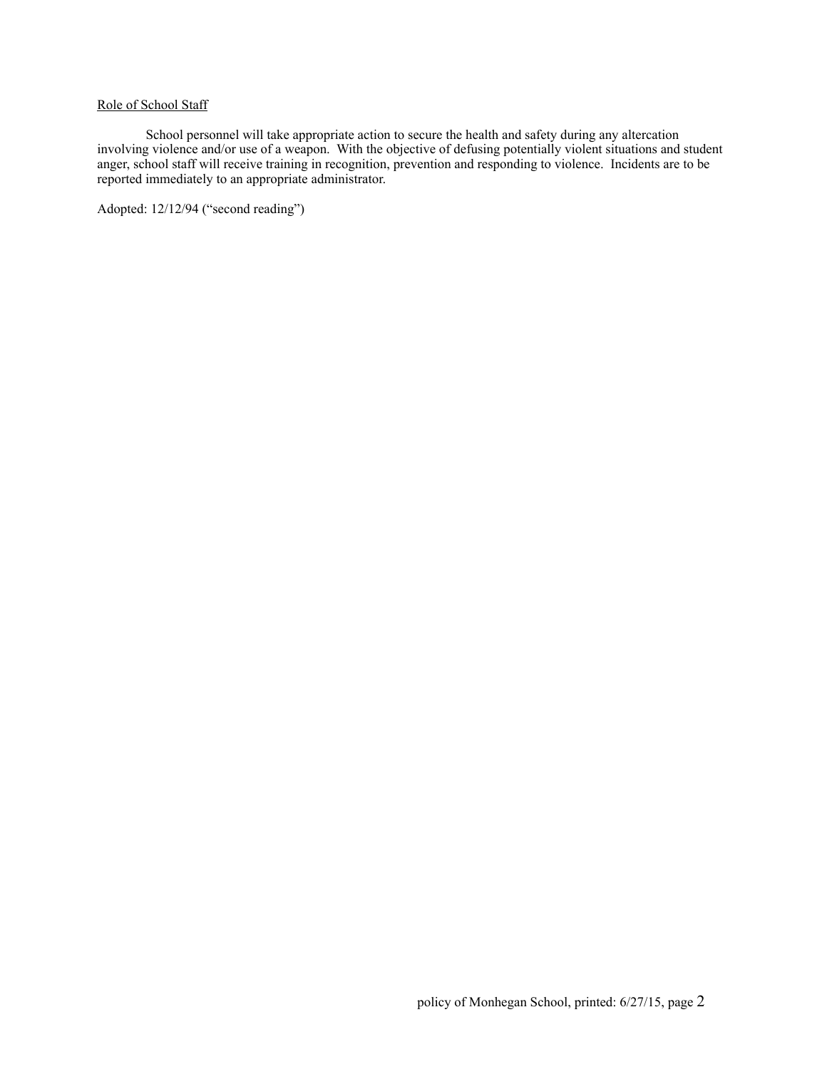Role of School Staff

School personnel will take appropriate action to secure the health and safety during any altercation involving violence and/or use of a weapon. With the objective of defusing potentially violent situations and student anger, school staff will receive training in recognition, prevention and responding to violence. Incidents are to be reported immediately to an appropriate administrator.

Adopted: 12/12/94 ("second reading")